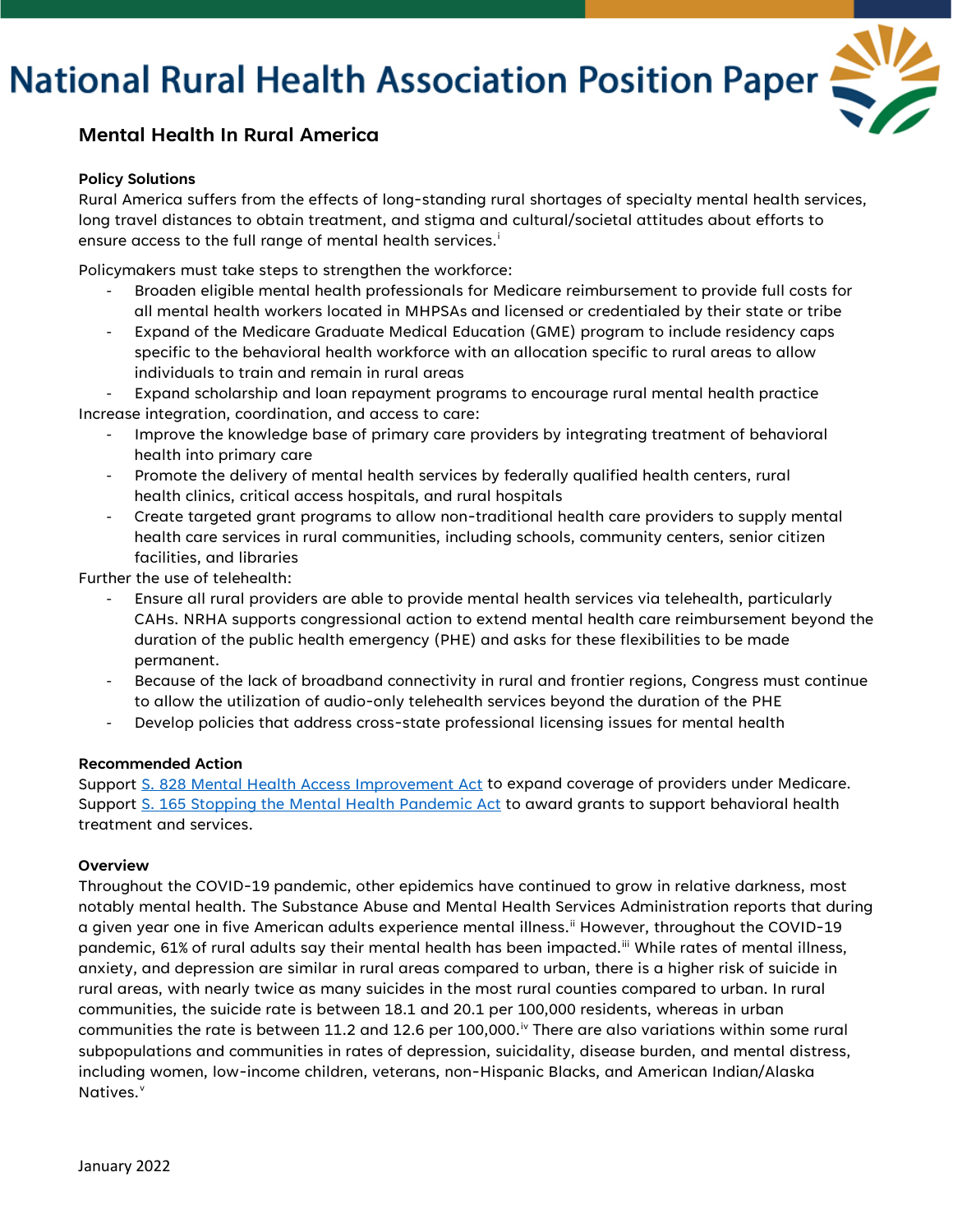# National Rural Health Association Position Paper

## Mental Health In Rural America

### Policy Solutions

Rural America suffers from the effects of long-standing rural shortages of specialty mental health services, long travel distances to obtain treatment, and stigma and cultural/societal attitudes about efforts to ensure access to the full range of mental health services.[i]

Policymakers must take steps to strengthen the workforce:

- Broaden eligible mental health professionals for Medicare reimbursement to provide full costs for all mental health workers located in MHPSAs and licensed or credentialed by their state or tribe
- Expand of the Medicare Graduate Medical Education (GME) program to include residency caps specific to the behavioral health workforce with an allocation specific to rural areas to allow individuals to train and remain in rural areas
- Expand scholarship and loan repayment programs to encourage rural mental health practice

Increase integration, coordination, and access to care:

- Improve the knowledge base of primary care providers by integrating treatment of behavioral health into primary care
- Promote the delivery of mental health services by federally qualified health centers, rural health clinics, critical access hospitals, and rural hospitals
- Create targeted grant programs to allow non-traditional health care providers to supply mental health care services in rural communities, including schools, community centers, senior citizen facilities, and libraries

Further the use of telehealth:

- Ensure all rural providers are able to provide mental health services via telehealth, particularly CAHs. NRHA supports congressional action to extend mental health care reimbursement beyond the duration of the public health emergency (PHE) and asks for these flexibilities to be made permanent.
- Because of the lack of broadband connectivity in rural and frontier regions, Congress must continue to allow the utilization of audio-only telehealth services beyond the duration of the PHE
- Develop policies that address cross-state professional licensing issues for mental health

### Recommended Action

Support S. 828 Mental Health Access Improvement Act to expand coverage of providers under Medicare.
Support S. 165 Stopping the Mental Health Pandemic Act to award grants to support behavioral health treatment and services.

### Overview

Throughout the COVID-19 pandemic, other epidemics have continued to grow in relative darkness, most notably mental health. The Substance Abuse and Mental Health Services Administration reports that during a given year one in five American adults experience mental illness.[ii] However, throughout the COVID-19 pandemic, 61% of rural adults say their mental health has been impacted.[iii] While rates of mental illness, anxiety, and depression are similar in rural areas compared to urban, there is a higher risk of suicide in rural areas, with nearly twice as many suicides in the most rural counties compared to urban. In rural communities, the suicide rate is between 18.1 and 20.1 per 100,000 residents, whereas in urban communities the rate is between 11.2 and 12.6 per 100,000.[iv] There are also variations within some rural subpopulations and communities in rates of depression, suicidality, disease burden, and mental distress, including women, low-income children, veterans, non-Hispanic Blacks, and American Indian/Alaska Natives.[v]

January 2022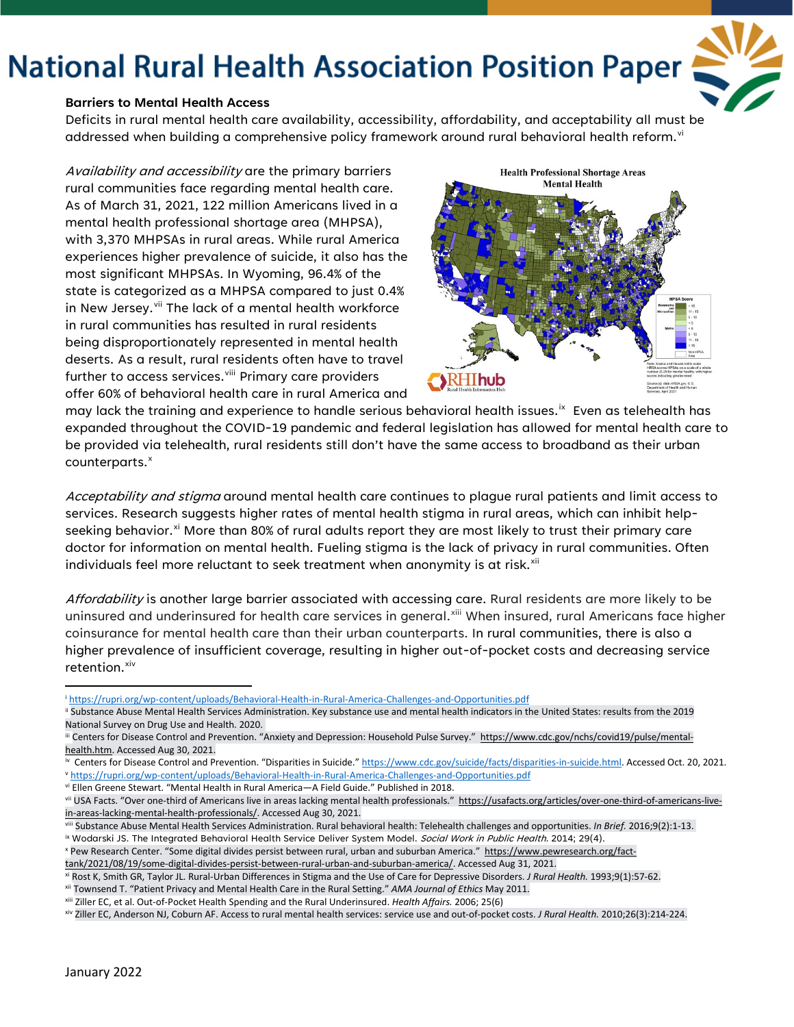# National Rural Health Association Position Paper

**Barriers to Mental Health Access**

Deficits in rural mental health care availability, accessibility, affordability, and acceptability all must be addressed when building a comprehensive policy framework around rural behavioral health reform.[vi]

*Availability and accessibility* are the primary barriers rural communities face regarding mental health care. As of March 31, 2021, 122 million Americans lived in a mental health professional shortage area (MHPSA), with 3,370 MHPSAs in rural areas. While rural America experiences higher prevalence of suicide, it also has the most significant MHPSAs. In Wyoming, 96.4% of the state is categorized as a MHPSA compared to just 0.4% in New Jersey.[vii] The lack of a mental health workforce in rural communities has resulted in rural residents being disproportionately represented in mental health deserts. As a result, rural residents often have to travel further to access services.[viii] Primary care providers offer 60% of behavioral health care in rural America and may lack the training and experience to handle serious behavioral health issues.[ix] Even as telehealth has expanded throughout the COVID-19 pandemic and federal legislation has allowed for mental health care to be provided via telehealth, rural residents still don't have the same access to broadband as their urban counterparts.[x]

Health Professional Shortage Areas
Mental Health

HPSA Score
Nonmetro and Micropolitan: > 15, 11 - 15, 6 - 10, < 5
Metro: < 5, 6 - 10, 11 - 15, > 15
Non-HPSA Area

Note: Alaska and Hawaii not to scale. HRSA scores HPSAs on a scale of a whole number (0-25 for mental health), with higher scores indicating greater need.

Source(s): data.HRSA.gov, U.S. Department of Health and Human Services, April 2021

RHIhub Rural Health Information Hub

*Acceptability and stigma* around mental health care continues to plague rural patients and limit access to services. Research suggests higher rates of mental health stigma in rural areas, which can inhibit help-seeking behavior.[xi] More than 80% of rural adults report they are most likely to trust their primary care doctor for information on mental health. Fueling stigma is the lack of privacy in rural communities. Often individuals feel more reluctant to seek treatment when anonymity is at risk.[xii]

*Affordability* is another large barrier associated with accessing care. Rural residents are more likely to be uninsured and underinsured for health care services in general.[xiii] When insured, rural Americans face higher coinsurance for mental health care than their urban counterparts. In rural communities, there is also a higher prevalence of insufficient coverage, resulting in higher out-of-pocket costs and decreasing service retention.[xiv]

---

[i] https://rupri.org/wp-content/uploads/Behavioral-Health-in-Rural-America-Challenges-and-Opportunities.pdf

[ii] Substance Abuse Mental Health Services Administration. Key substance use and mental health indicators in the United States: results from the 2019 National Survey on Drug Use and Health. 2020.

[iii] Centers for Disease Control and Prevention. "Anxiety and Depression: Household Pulse Survey." https://www.cdc.gov/nchs/covid19/pulse/mental-health.htm. Accessed Aug 30, 2021.

[iv] Centers for Disease Control and Prevention. "Disparities in Suicide." https://www.cdc.gov/suicide/facts/disparities-in-suicide.html. Accessed Oct. 20, 2021.

[v] https://rupri.org/wp-content/uploads/Behavioral-Health-in-Rural-America-Challenges-and-Opportunities.pdf

[vi] Ellen Greene Stewart. "Mental Health in Rural America—A Field Guide." Published in 2018.

[vii] USA Facts. "Over one-third of Americans live in areas lacking mental health professionals." https://usafacts.org/articles/over-one-third-of-americans-live-in-areas-lacking-mental-health-professionals/. Accessed Aug 30, 2021.

[viii] Substance Abuse Mental Health Services Administration. Rural behavioral health: Telehealth challenges and opportunities. *In Brief.* 2016;9(2):1-13.

[ix] Wodarski JS. The Integrated Behavioral Health Service Deliver System Model. *Social Work in Public Health.* 2014; 29(4).

[x] Pew Research Center. "Some digital divides persist between rural, urban and suburban America." https://www.pewresearch.org/fact-tank/2021/08/19/some-digital-divides-persist-between-rural-urban-and-suburban-america/. Accessed Aug 31, 2021.

[xi] Rost K, Smith GR, Taylor JL. Rural-Urban Differences in Stigma and the Use of Care for Depressive Disorders. *J Rural Health.* 1993;9(1):57-62.

[xii] Townsend T. "Patient Privacy and Mental Health Care in the Rural Setting." *AMA Journal of Ethics* May 2011.

[xiii] Ziller EC, et al. Out-of-Pocket Health Spending and the Rural Underinsured. *Health Affairs.* 2006; 25(6)

[xiv] Ziller EC, Anderson NJ, Coburn AF. Access to rural mental health services: service use and out-of-pocket costs. *J Rural Health.* 2010;26(3):214-224.

January 2022